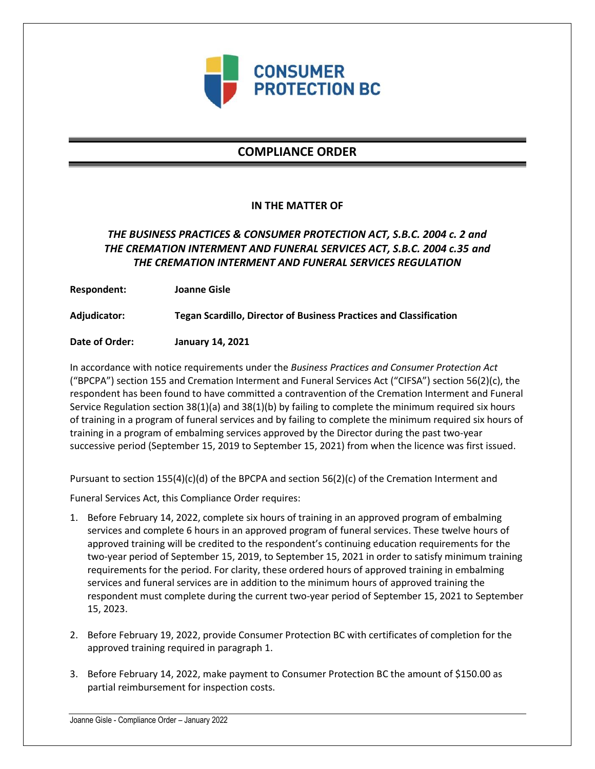# COMPLIANCE ORDER

**IN THE MATTER OF**

***THE BUSINESS PRACTICES & CONSUMER PROTECTION ACT, S.B.C. 2004 c. 2 and THE CREMATION INTERMENT AND FUNERAL SERVICES ACT, S.B.C. 2004 c.35 and THE CREMATION INTERMENT AND FUNERAL SERVICES REGULATION***

**Respondent:** **Joanne Gisle**

**Adjudicator:** **Tegan Scardillo, Director of Business Practices and Classification**

**Date of Order:** **January 14, 2021**

In accordance with notice requirements under the *Business Practices and Consumer Protection Act* ("BPCPA") section 155 and Cremation Interment and Funeral Services Act ("CIFSA") section 56(2)(c), the respondent has been found to have committed a contravention of the Cremation Interment and Funeral Service Regulation section 38(1)(a) and 38(1)(b) by failing to complete the minimum required six hours of training in a program of funeral services and by failing to complete the minimum required six hours of training in a program of embalming services approved by the Director during the past two-year successive period (September 15, 2019 to September 15, 2021) from when the licence was first issued.

Pursuant to section 155(4)(c)(d) of the BPCPA and section 56(2)(c) of the Cremation Interment and Funeral Services Act, this Compliance Order requires:

1. Before February 14, 2022, complete six hours of training in an approved program of embalming services and complete 6 hours in an approved program of funeral services. These twelve hours of approved training will be credited to the respondent's continuing education requirements for the two-year period of September 15, 2019, to September 15, 2021 in order to satisfy minimum training requirements for the period. For clarity, these ordered hours of approved training in embalming services and funeral services are in addition to the minimum hours of approved training the respondent must complete during the current two-year period of September 15, 2021 to September 15, 2023.

2. Before February 19, 2022, provide Consumer Protection BC with certificates of completion for the approved training required in paragraph 1.

3. Before February 14, 2022, make payment to Consumer Protection BC the amount of $150.00 as partial reimbursement for inspection costs.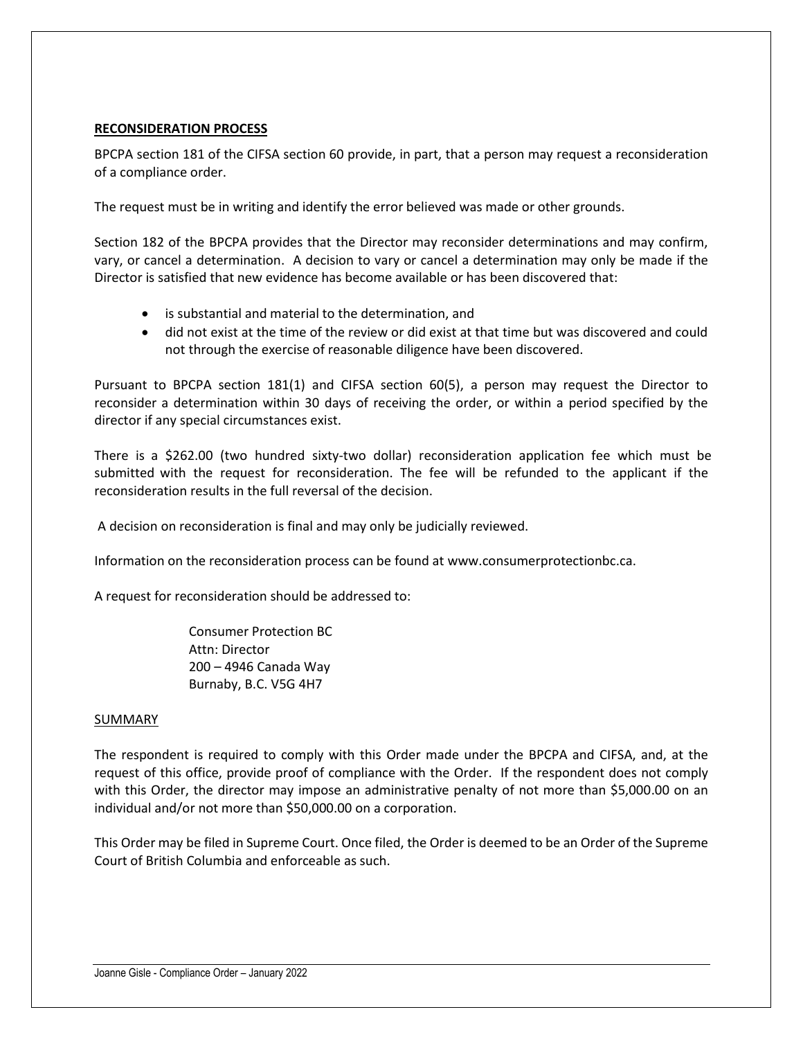## RECONSIDERATION PROCESS

BPCPA section 181 of the CIFSA section 60 provide, in part, that a person may request a reconsideration of a compliance order.

The request must be in writing and identify the error believed was made or other grounds.

Section 182 of the BPCPA provides that the Director may reconsider determinations and may confirm, vary, or cancel a determination. A decision to vary or cancel a determination may only be made if the Director is satisfied that new evidence has become available or has been discovered that:

- is substantial and material to the determination, and
- did not exist at the time of the review or did exist at that time but was discovered and could not through the exercise of reasonable diligence have been discovered.

Pursuant to BPCPA section 181(1) and CIFSA section 60(5), a person may request the Director to reconsider a determination within 30 days of receiving the order, or within a period specified by the director if any special circumstances exist.

There is a $262.00 (two hundred sixty-two dollar) reconsideration application fee which must be submitted with the request for reconsideration. The fee will be refunded to the applicant if the reconsideration results in the full reversal of the decision.

A decision on reconsideration is final and may only be judicially reviewed.

Information on the reconsideration process can be found at www.consumerprotectionbc.ca.

A request for reconsideration should be addressed to:

> Consumer Protection BC
> Attn: Director
> 200 – 4946 Canada Way
> Burnaby, B.C. V5G 4H7

## SUMMARY

The respondent is required to comply with this Order made under the BPCPA and CIFSA, and, at the request of this office, provide proof of compliance with the Order. If the respondent does not comply with this Order, the director may impose an administrative penalty of not more than $5,000.00 on an individual and/or not more than $50,000.00 on a corporation.

This Order may be filed in Supreme Court. Once filed, the Order is deemed to be an Order of the Supreme Court of British Columbia and enforceable as such.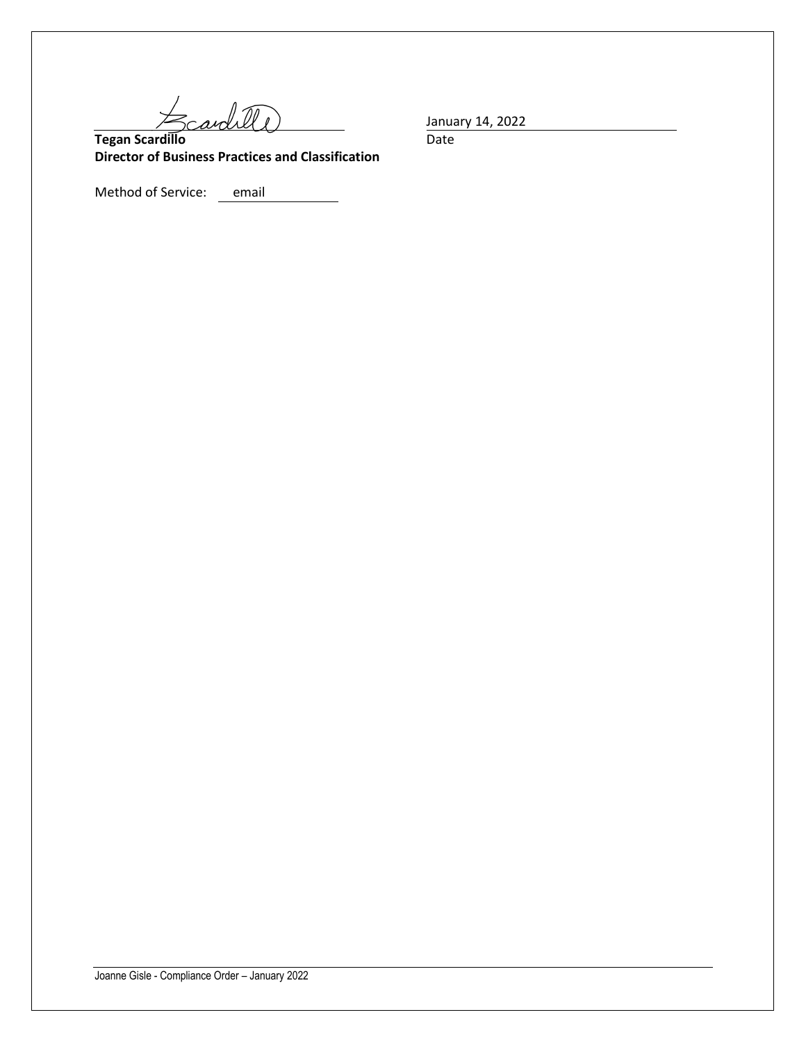**Tegan Scardillo**
**Director of Business Practices and Classification**

January 14, 2022
Date

Method of Service: email